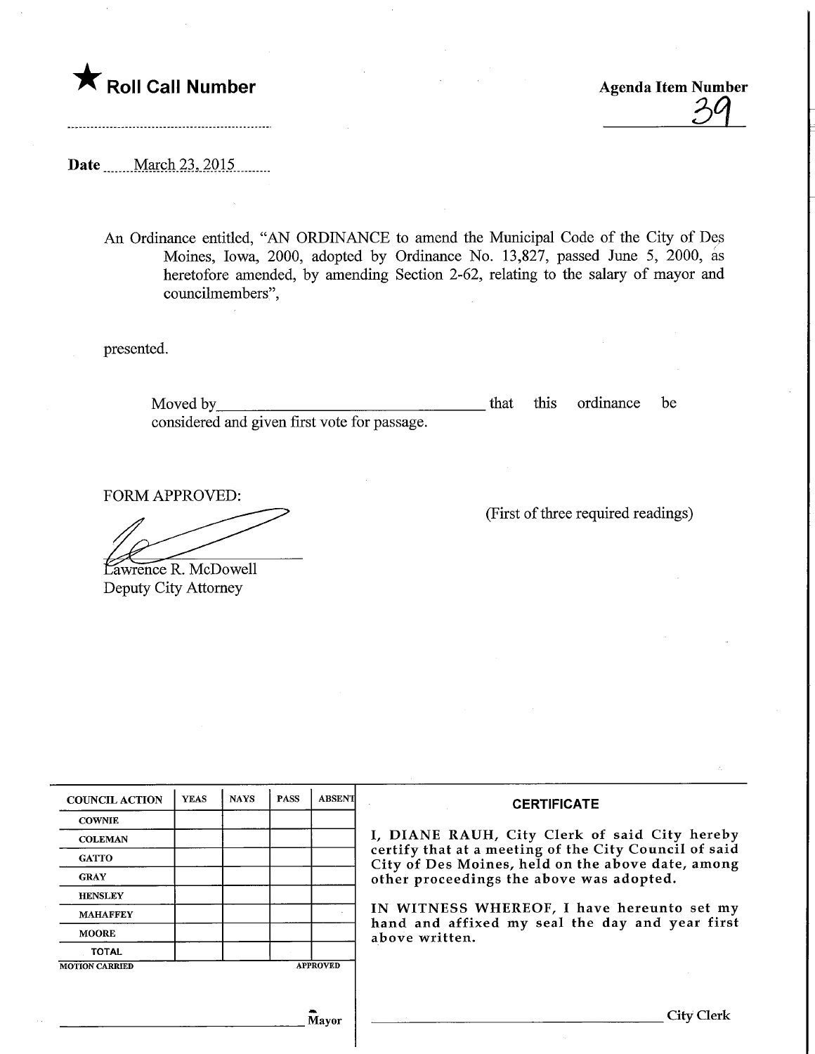★ **Roll Call Number**

**Agenda Item Number**
39

**Date** March 23, 2015

An Ordinance entitled, "AN ORDINANCE to amend the Municipal Code of the City of Des Moines, Iowa, 2000, adopted by Ordinance No. 13,827, passed June 5, 2000, as heretofore amended, by amending Section 2-62, relating to the salary of mayor and councilmembers",

presented.

Moved by_________________________________ that this ordinance be considered and given first vote for passage.

FORM APPROVED:

Lawrence R. McDowell
Deputy City Attorney

(First of three required readings)

| COUNCIL ACTION | YEAS | NAYS | PASS | ABSENT |
|---|---|---|---|---|
| COWNIE | | | | |
| COLEMAN | | | | |
| GATTO | | | | |
| GRAY | | | | |
| HENSLEY | | | | |
| MAHAFFEY | | | | |
| MOORE | | | | |
| TOTAL | | | | |

MOTION CARRIED APPROVED

_________________________________ Mayor

**CERTIFICATE**

I, DIANE RAUH, City Clerk of said City hereby certify that at a meeting of the City Council of said City of Des Moines, held on the above date, among other proceedings the above was adopted.

IN WITNESS WHEREOF, I have hereunto set my hand and affixed my seal the day and year first above written.

_________________________________ City Clerk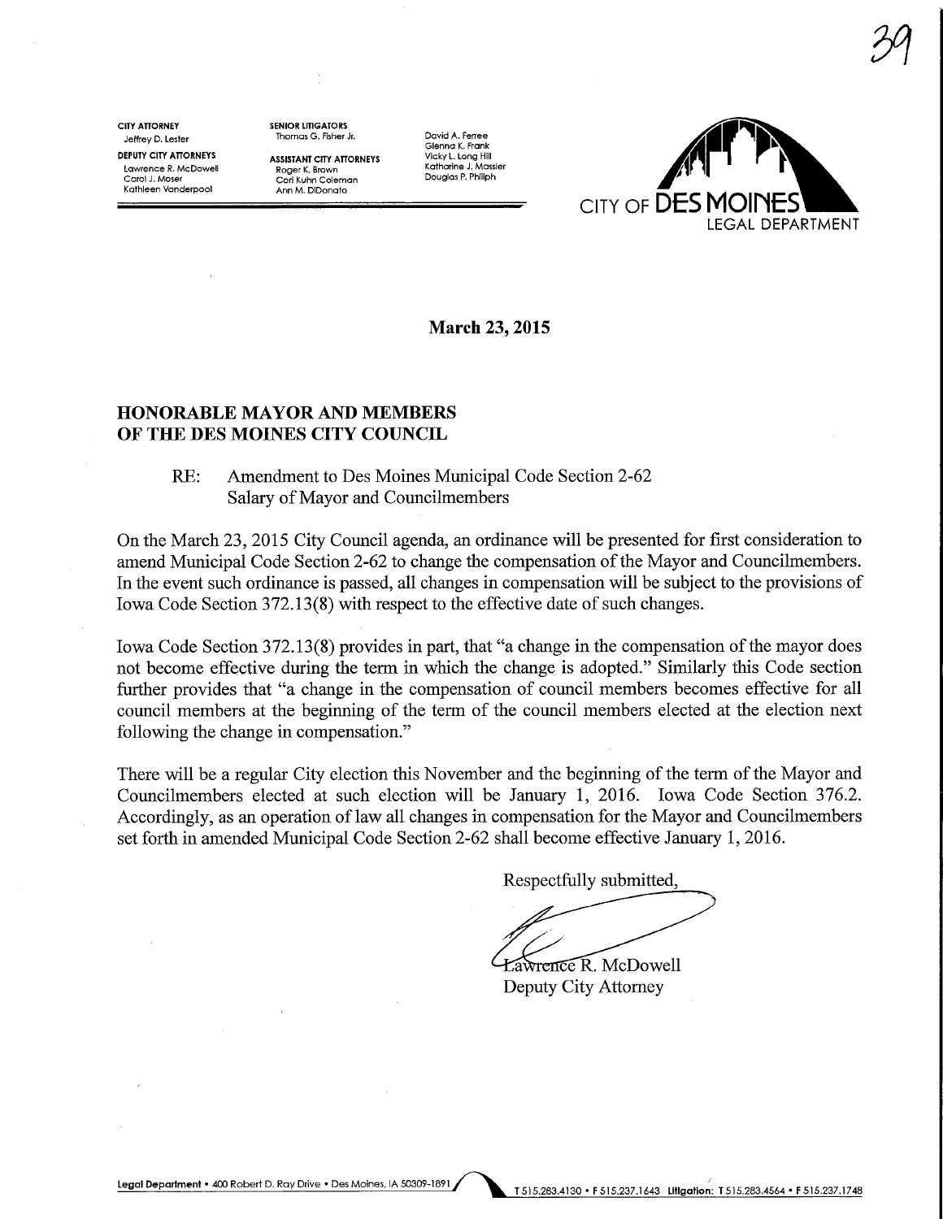39

**CITY ATTORNEY**
Jeffrey D. Lester

**DEPUTY CITY ATTORNEYS**
Lawrence R. McDowell
Carol J. Moser
Kathleen Vanderpool

**SENIOR LITIGATORS**
Thomas G. Fisher Jr.

**ASSISTANT CITY ATTORNEYS**
Roger K. Brown
Cori Kuhn Coleman
Ann M. DiDonato
David A. Ferree
Glenna K. Frank
Vicky L. Long Hill
Katharine J. Massier
Douglas P. Philiph

CITY OF DES MOINES
LEGAL DEPARTMENT

**March 23, 2015**

**HONORABLE MAYOR AND MEMBERS OF THE DES MOINES CITY COUNCIL**

RE: Amendment to Des Moines Municipal Code Section 2-62
Salary of Mayor and Councilmembers

On the March 23, 2015 City Council agenda, an ordinance will be presented for first consideration to amend Municipal Code Section 2-62 to change the compensation of the Mayor and Councilmembers. In the event such ordinance is passed, all changes in compensation will be subject to the provisions of Iowa Code Section 372.13(8) with respect to the effective date of such changes.

Iowa Code Section 372.13(8) provides in part, that "a change in the compensation of the mayor does not become effective during the term in which the change is adopted." Similarly this Code section further provides that "a change in the compensation of council members becomes effective for all council members at the beginning of the term of the council members elected at the election next following the change in compensation."

There will be a regular City election this November and the beginning of the term of the Mayor and Councilmembers elected at such election will be January 1, 2016. Iowa Code Section 376.2. Accordingly, as an operation of law all changes in compensation for the Mayor and Councilmembers set forth in amended Municipal Code Section 2-62 shall become effective January 1, 2016.

Respectfully submitted,

Lawrence R. McDowell
Deputy City Attorney

**Legal Department** • 400 Robert D. Ray Drive • Des Moines, IA 50309-1891 T 515.283.4130 • F 515.237.1643 **Litigation:** T 515.283.4564 • F 515.237.1748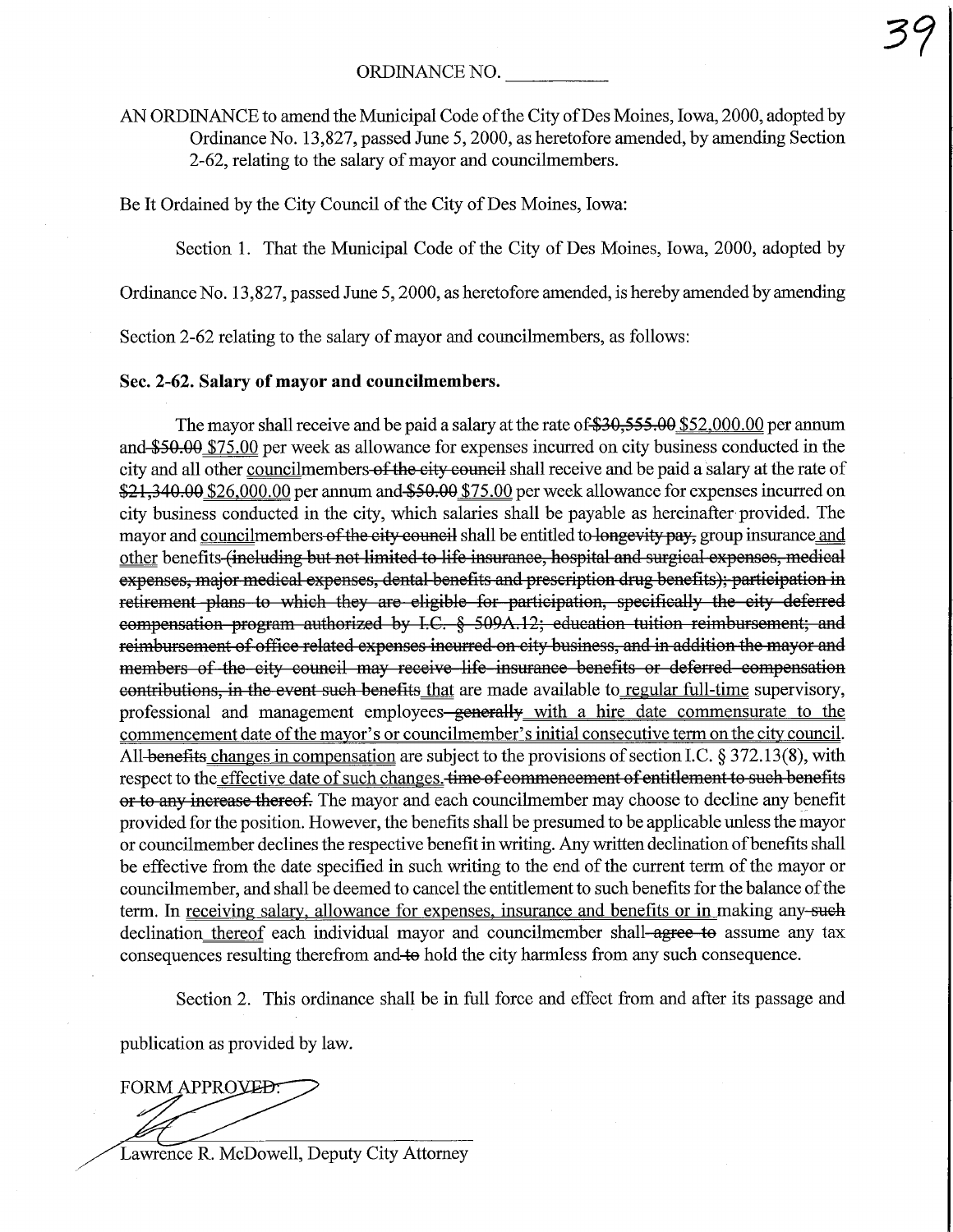ORDINANCE NO. \_\_\_\_\_\_\_\_\_\_

AN ORDINANCE to amend the Municipal Code of the City of Des Moines, Iowa, 2000, adopted by Ordinance No. 13,827, passed June 5, 2000, as heretofore amended, by amending Section 2-62, relating to the salary of mayor and councilmembers.

Be It Ordained by the City Council of the City of Des Moines, Iowa:

Section 1. That the Municipal Code of the City of Des Moines, Iowa, 2000, adopted by Ordinance No. 13,827, passed June 5, 2000, as heretofore amended, is hereby amended by amending Section 2-62 relating to the salary of mayor and councilmembers, as follows:

**Sec. 2-62. Salary of mayor and councilmembers.**

The mayor shall receive and be paid a salary at the rate of ~~$30,555.00~~ <u>$52,000.00</u> per annum and ~~$50.00~~ <u>$75.00</u> per week as allowance for expenses incurred on city business conducted in the city and all other <u>council</u>members ~~of the city council~~ shall receive and be paid a salary at the rate of ~~$21,340.00~~ <u>$26,000.00</u> per annum and ~~$50.00~~ <u>$75.00</u> per week allowance for expenses incurred on city business conducted in the city, which salaries shall be payable as hereinafter provided. The mayor and <u>council</u>members ~~of the city council~~ shall be entitled to ~~longevity pay,~~ group insurance <u>and other</u> benefits ~~(including but not limited to life insurance, hospital and surgical expenses, medical expenses, major medical expenses, dental benefits and prescription drug benefits); participation in retirement plans to which they are eligible for participation, specifically the city deferred compensation program authorized by I.C. § 509A.12; education tuition reimbursement; and reimbursement of office related expenses incurred on city business, and in addition the mayor and members of the city council may receive life insurance benefits or deferred compensation contributions, in the event such benefits~~ <u>that</u> are made available to <u>regular full-time</u> supervisory, professional and management employees ~~generally~~ <u>with a hire date commensurate to the commencement date of the mayor's or councilmember's initial consecutive term on the city council</u>. All ~~benefits~~ <u>changes in compensation</u> are subject to the provisions of section I.C. § 372.13(8), with respect to the <u>effective date of such changes.</u> ~~time of commencement of entitlement to such benefits or to any increase thereof.~~ The mayor and each councilmember may choose to decline any benefit provided for the position. However, the benefits shall be presumed to be applicable unless the mayor or councilmember declines the respective benefit in writing. Any written declination of benefits shall be effective from the date specified in such writing to the end of the current term of the mayor or councilmember, and shall be deemed to cancel the entitlement to such benefits for the balance of the term. In <u>receiving salary, allowance for expenses, insurance and benefits or in</u> making any ~~such~~ declination <u>thereof</u> each individual mayor and councilmember shall ~~agree to~~ assume any tax consequences resulting therefrom and ~~to~~ hold the city harmless from any such consequence.

Section 2. This ordinance shall be in full force and effect from and after its passage and publication as provided by law.

FORM APPROVED:

Lawrence R. McDowell, Deputy City Attorney